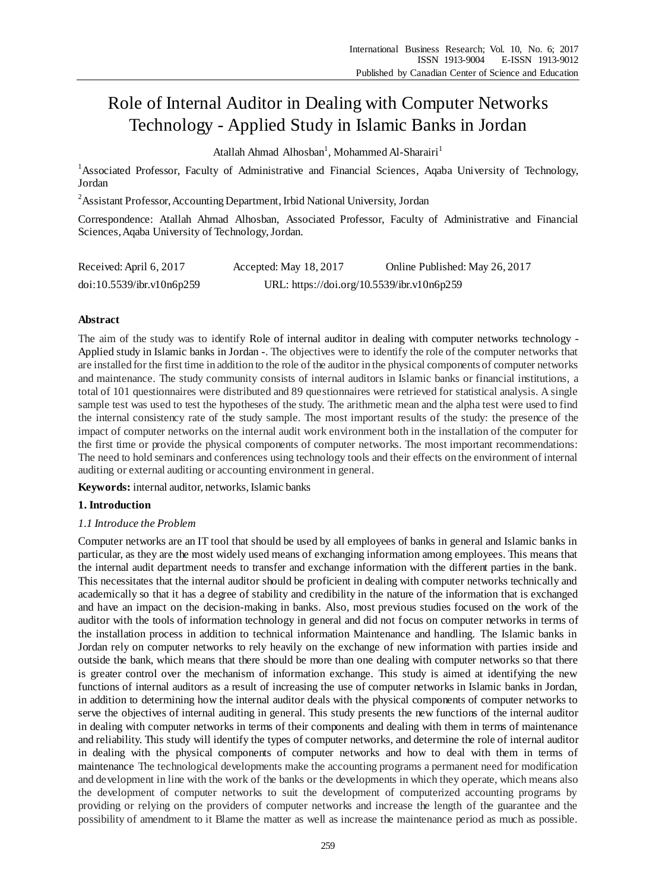# Role of Internal Auditor in Dealing with Computer Networks Technology - Applied Study in Islamic Banks in Jordan

Atallah Ahmad Alhosban[1], Mohammed Al-Sharairi[1]

[1]Associated Professor, Faculty of Administrative and Financial Sciences, Aqaba University of Technology, Jordan

[2]Assistant Professor, Accounting Department, Irbid National University, Jordan

Correspondence: Atallah Ahmad Alhosban, Associated Professor, Faculty of Administrative and Financial Sciences, Aqaba University of Technology, Jordan.

Received: April 6, 2017 Accepted: May 18, 2017 Online Published: May 26, 2017

doi:10.5539/ibr.v10n6p259 URL: https://doi.org/10.5539/ibr.v10n6p259

## Abstract

The aim of the study was to identify Role of internal auditor in dealing with computer networks technology - Applied study in Islamic banks in Jordan -. The objectives were to identify the role of the computer networks that are installed for the first time in addition to the role of the auditor in the physical components of computer networks and maintenance. The study community consists of internal auditors in Islamic banks or financial institutions, a total of 101 questionnaires were distributed and 89 questionnaires were retrieved for statistical analysis. A single sample test was used to test the hypotheses of the study. The arithmetic mean and the alpha test were used to find the internal consistency rate of the study sample. The most important results of the study: the presence of the impact of computer networks on the internal audit work environment both in the installation of the computer for the first time or provide the physical components of computer networks. The most important recommendations: The need to hold seminars and conferences using technology tools and their effects on the environment of internal auditing or external auditing or accounting environment in general.

**Keywords:** internal auditor, networks, Islamic banks

## 1. Introduction

### *1.1 Introduce the Problem*

Computer networks are an IT tool that should be used by all employees of banks in general and Islamic banks in particular, as they are the most widely used means of exchanging information among employees. This means that the internal audit department needs to transfer and exchange information with the different parties in the bank. This necessitates that the internal auditor should be proficient in dealing with computer networks technically and academically so that it has a degree of stability and credibility in the nature of the information that is exchanged and have an impact on the decision-making in banks. Also, most previous studies focused on the work of the auditor with the tools of information technology in general and did not focus on computer networks in terms of the installation process in addition to technical information Maintenance and handling. The Islamic banks in Jordan rely on computer networks to rely heavily on the exchange of new information with parties inside and outside the bank, which means that there should be more than one dealing with computer networks so that there is greater control over the mechanism of information exchange. This study is aimed at identifying the new functions of internal auditors as a result of increasing the use of computer networks in Islamic banks in Jordan, in addition to determining how the internal auditor deals with the physical components of computer networks to serve the objectives of internal auditing in general. This study presents the new functions of the internal auditor in dealing with computer networks in terms of their components and dealing with them in terms of maintenance and reliability. This study will identify the types of computer networks, and determine the role of internal auditor in dealing with the physical components of computer networks and how to deal with them in terms of maintenance The technological developments make the accounting programs a permanent need for modification and development in line with the work of the banks or the developments in which they operate, which means also the development of computer networks to suit the development of computerized accounting programs by providing or relying on the providers of computer networks and increase the length of the guarantee and the possibility of amendment to it Blame the matter as well as increase the maintenance period as much as possible.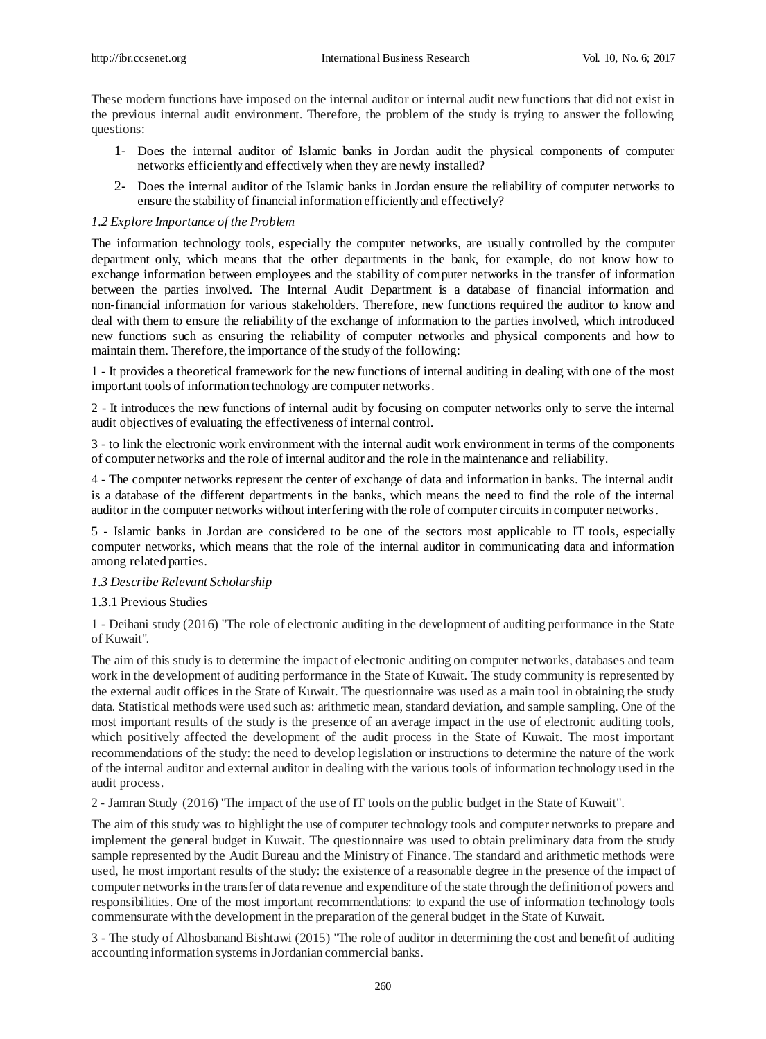These modern functions have imposed on the internal auditor or internal audit new functions that did not exist in the previous internal audit environment. Therefore, the problem of the study is trying to answer the following questions:

1- Does the internal auditor of Islamic banks in Jordan audit the physical components of computer networks efficiently and effectively when they are newly installed?

2- Does the internal auditor of the Islamic banks in Jordan ensure the reliability of computer networks to ensure the stability of financial information efficiently and effectively?

### *1.2 Explore Importance of the Problem*

The information technology tools, especially the computer networks, are usually controlled by the computer department only, which means that the other departments in the bank, for example, do not know how to exchange information between employees and the stability of computer networks in the transfer of information between the parties involved. The Internal Audit Department is a database of financial information and non-financial information for various stakeholders. Therefore, new functions required the auditor to know and deal with them to ensure the reliability of the exchange of information to the parties involved, which introduced new functions such as ensuring the reliability of computer networks and physical components and how to maintain them. Therefore, the importance of the study of the following:

1 - It provides a theoretical framework for the new functions of internal auditing in dealing with one of the most important tools of information technology are computer networks.

2 - It introduces the new functions of internal audit by focusing on computer networks only to serve the internal audit objectives of evaluating the effectiveness of internal control.

3 - to link the electronic work environment with the internal audit work environment in terms of the components of computer networks and the role of internal auditor and the role in the maintenance and reliability.

4 - The computer networks represent the center of exchange of data and information in banks. The internal audit is a database of the different departments in the banks, which means the need to find the role of the internal auditor in the computer networks without interfering with the role of computer circuits in computer networks.

5 - Islamic banks in Jordan are considered to be one of the sectors most applicable to IT tools, especially computer networks, which means that the role of the internal auditor in communicating data and information among related parties.

### *1.3 Describe Relevant Scholarship*

#### 1.3.1 Previous Studies

1 - Deihani study (2016) "The role of electronic auditing in the development of auditing performance in the State of Kuwait".

The aim of this study is to determine the impact of electronic auditing on computer networks, databases and team work in the development of auditing performance in the State of Kuwait. The study community is represented by the external audit offices in the State of Kuwait. The questionnaire was used as a main tool in obtaining the study data. Statistical methods were used such as: arithmetic mean, standard deviation, and sample sampling. One of the most important results of the study is the presence of an average impact in the use of electronic auditing tools, which positively affected the development of the audit process in the State of Kuwait. The most important recommendations of the study: the need to develop legislation or instructions to determine the nature of the work of the internal auditor and external auditor in dealing with the various tools of information technology used in the audit process.

2 - Jamran Study (2016) "The impact of the use of IT tools on the public budget in the State of Kuwait".

The aim of this study was to highlight the use of computer technology tools and computer networks to prepare and implement the general budget in Kuwait. The questionnaire was used to obtain preliminary data from the study sample represented by the Audit Bureau and the Ministry of Finance. The standard and arithmetic methods were used, he most important results of the study: the existence of a reasonable degree in the presence of the impact of computer networks in the transfer of data revenue and expenditure of the state through the definition of powers and responsibilities. One of the most important recommendations: to expand the use of information technology tools commensurate with the development in the preparation of the general budget in the State of Kuwait.

3 - The study of Alhosbanand Bishtawi (2015) "The role of auditor in determining the cost and benefit of auditing accounting information systems in Jordanian commercial banks.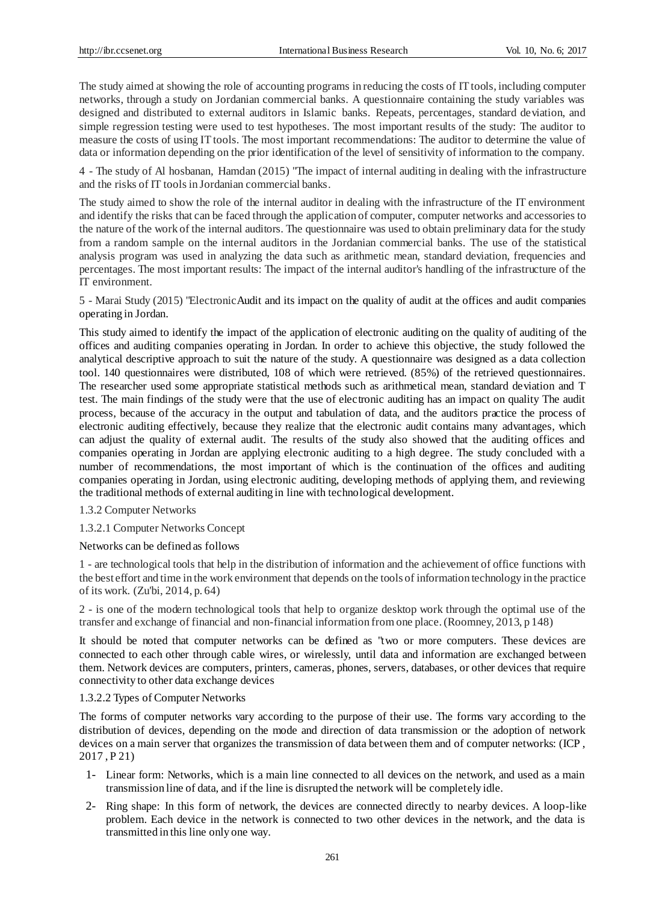The study aimed at showing the role of accounting programs in reducing the costs of IT tools, including computer networks, through a study on Jordanian commercial banks. A questionnaire containing the study variables was designed and distributed to external auditors in Islamic banks. Repeats, percentages, standard deviation, and simple regression testing were used to test hypotheses. The most important results of the study: The auditor to measure the costs of using IT tools. The most important recommendations: The auditor to determine the value of data or information depending on the prior identification of the level of sensitivity of information to the company.

4 - The study of Al hosbanan, Hamdan (2015) "The impact of internal auditing in dealing with the infrastructure and the risks of IT tools in Jordanian commercial banks.

The study aimed to show the role of the internal auditor in dealing with the infrastructure of the IT environment and identify the risks that can be faced through the application of computer, computer networks and accessories to the nature of the work of the internal auditors. The questionnaire was used to obtain preliminary data for the study from a random sample on the internal auditors in the Jordanian commercial banks. The use of the statistical analysis program was used in analyzing the data such as arithmetic mean, standard deviation, frequencies and percentages. The most important results: The impact of the internal auditor's handling of the infrastructure of the IT environment.

5 - Marai Study (2015) "Electronic Audit and its impact on the quality of audit at the offices and audit companies operating in Jordan.

This study aimed to identify the impact of the application of electronic auditing on the quality of auditing of the offices and auditing companies operating in Jordan. In order to achieve this objective, the study followed the analytical descriptive approach to suit the nature of the study. A questionnaire was designed as a data collection tool. 140 questionnaires were distributed, 108 of which were retrieved. (85%) of the retrieved questionnaires. The researcher used some appropriate statistical methods such as arithmetical mean, standard deviation and T test. The main findings of the study were that the use of electronic auditing has an impact on quality The audit process, because of the accuracy in the output and tabulation of data, and the auditors practice the process of electronic auditing effectively, because they realize that the electronic audit contains many advantages, which can adjust the quality of external audit. The results of the study also showed that the auditing offices and companies operating in Jordan are applying electronic auditing to a high degree. The study concluded with a number of recommendations, the most important of which is the continuation of the offices and auditing companies operating in Jordan, using electronic auditing, developing methods of applying them, and reviewing the traditional methods of external auditing in line with technological development.

### 1.3.2 Computer Networks

#### 1.3.2.1 Computer Networks Concept

Networks can be defined as follows

1 - are technological tools that help in the distribution of information and the achievement of office functions with the best effort and time in the work environment that depends on the tools of information technology in the practice of its work. (Zu'bi, 2014, p. 64)

2 - is one of the modern technological tools that help to organize desktop work through the optimal use of the transfer and exchange of financial and non-financial information from one place. (Roomney, 2013, p 148)

It should be noted that computer networks can be defined as "two or more computers. These devices are connected to each other through cable wires, or wirelessly, until data and information are exchanged between them. Network devices are computers, printers, cameras, phones, servers, databases, or other devices that require connectivity to other data exchange devices

#### 1.3.2.2 Types of Computer Networks

The forms of computer networks vary according to the purpose of their use. The forms vary according to the distribution of devices, depending on the mode and direction of data transmission or the adoption of network devices on a main server that organizes the transmission of data between them and of computer networks: (ICP , 2017 , P 21)

1- Linear form: Networks, which is a main line connected to all devices on the network, and used as a main transmission line of data, and if the line is disrupted the network will be completely idle.

2- Ring shape: In this form of network, the devices are connected directly to nearby devices. A loop-like problem. Each device in the network is connected to two other devices in the network, and the data is transmitted in this line only one way.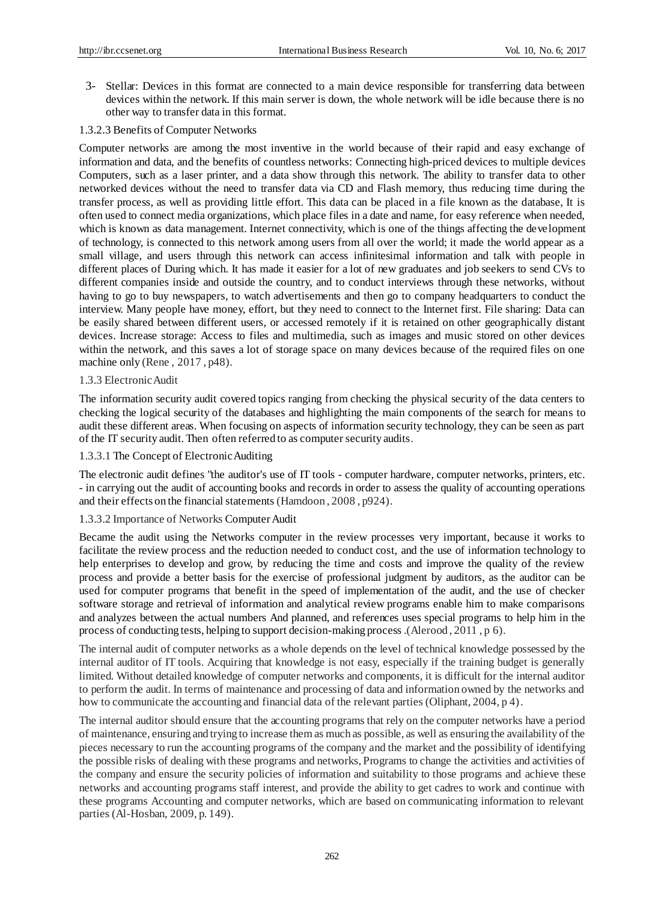3- Stellar: Devices in this format are connected to a main device responsible for transferring data between devices within the network. If this main server is down, the whole network will be idle because there is no other way to transfer data in this format.

#### 1.3.2.3 Benefits of Computer Networks

Computer networks are among the most inventive in the world because of their rapid and easy exchange of information and data, and the benefits of countless networks: Connecting high-priced devices to multiple devices Computers, such as a laser printer, and a data show through this network. The ability to transfer data to other networked devices without the need to transfer data via CD and Flash memory, thus reducing time during the transfer process, as well as providing little effort. This data can be placed in a file known as the database, It is often used to connect media organizations, which place files in a date and name, for easy reference when needed, which is known as data management. Internet connectivity, which is one of the things affecting the development of technology, is connected to this network among users from all over the world; it made the world appear as a small village, and users through this network can access infinitesimal information and talk with people in different places of During which. It has made it easier for a lot of new graduates and job seekers to send CVs to different companies inside and outside the country, and to conduct interviews through these networks, without having to go to buy newspapers, to watch advertisements and then go to company headquarters to conduct the interview. Many people have money, effort, but they need to connect to the Internet first. File sharing: Data can be easily shared between different users, or accessed remotely if it is retained on other geographically distant devices. Increase storage: Access to files and multimedia, such as images and music stored on other devices within the network, and this saves a lot of storage space on many devices because of the required files on one machine only (Rene , 2017 , p48).

### 1.3.3 Electronic Audit

The information security audit covered topics ranging from checking the physical security of the data centers to checking the logical security of the databases and highlighting the main components of the search for means to audit these different areas. When focusing on aspects of information security technology, they can be seen as part of the IT security audit. Then often referred to as computer security audits.

#### 1.3.3.1 The Concept of Electronic Auditing

The electronic audit defines "the auditor's use of IT tools - computer hardware, computer networks, printers, etc. - in carrying out the audit of accounting books and records in order to assess the quality of accounting operations and their effects on the financial statements (Hamdoon , 2008 , p924).

#### 1.3.3.2 Importance of Networks Computer Audit

Became the audit using the Networks computer in the review processes very important, because it works to facilitate the review process and the reduction needed to conduct cost, and the use of information technology to help enterprises to develop and grow, by reducing the time and costs and improve the quality of the review process and provide a better basis for the exercise of professional judgment by auditors, as the auditor can be used for computer programs that benefit in the speed of implementation of the audit, and the use of checker software storage and retrieval of information and analytical review programs enable him to make comparisons and analyzes between the actual numbers And planned, and references uses special programs to help him in the process of conducting tests, helping to support decision-making process .(Alerood , 2011 , p 6).

The internal audit of computer networks as a whole depends on the level of technical knowledge possessed by the internal auditor of IT tools. Acquiring that knowledge is not easy, especially if the training budget is generally limited. Without detailed knowledge of computer networks and components, it is difficult for the internal auditor to perform the audit. In terms of maintenance and processing of data and information owned by the networks and how to communicate the accounting and financial data of the relevant parties (Oliphant, 2004, p 4).

The internal auditor should ensure that the accounting programs that rely on the computer networks have a period of maintenance, ensuring and trying to increase them as much as possible, as well as ensuring the availability of the pieces necessary to run the accounting programs of the company and the market and the possibility of identifying the possible risks of dealing with these programs and networks, Programs to change the activities and activities of the company and ensure the security policies of information and suitability to those programs and achieve these networks and accounting programs staff interest, and provide the ability to get cadres to work and continue with these programs Accounting and computer networks, which are based on communicating information to relevant parties (Al-Hosban, 2009, p. 149).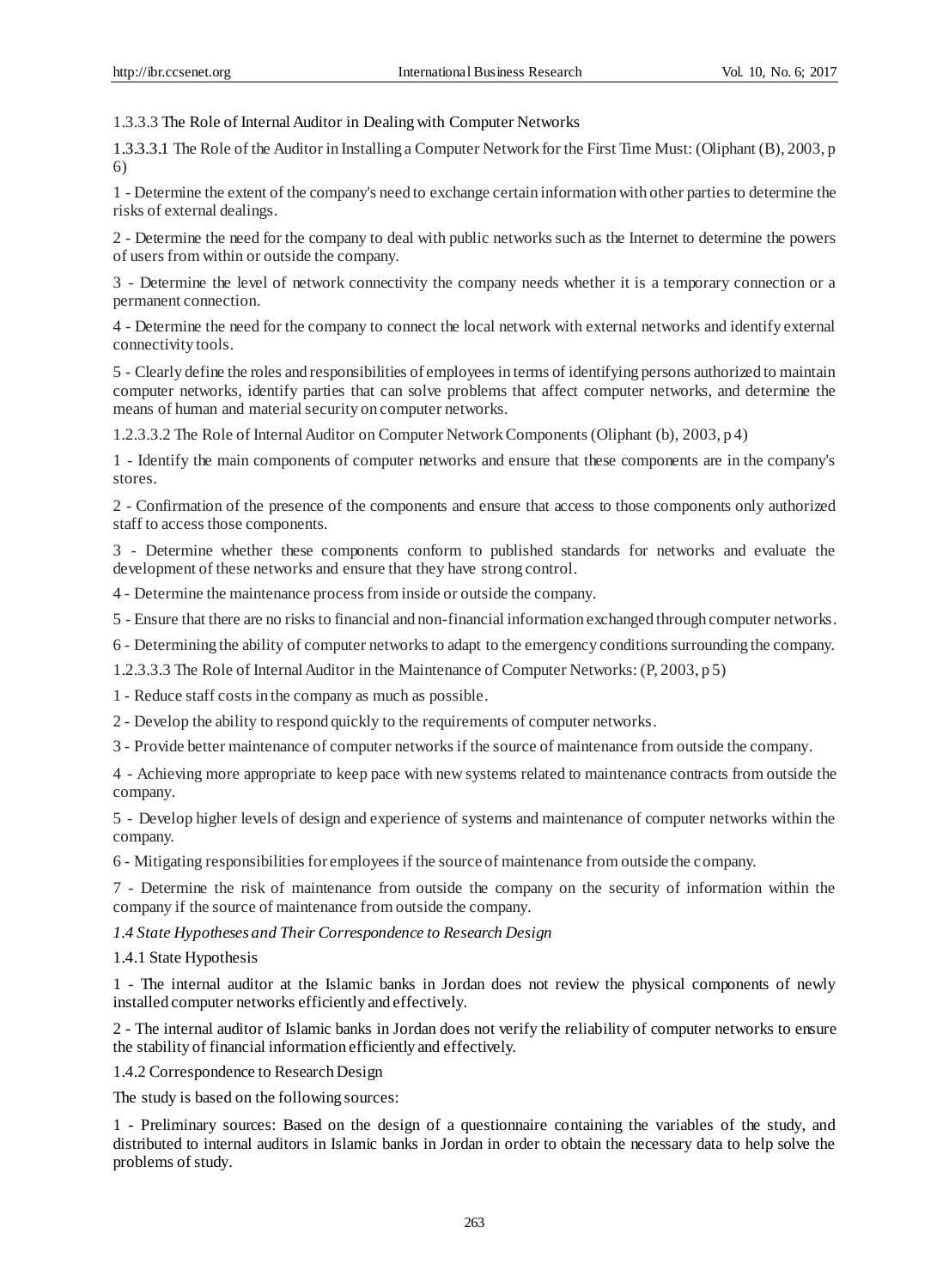1.3.3.3 The Role of Internal Auditor in Dealing with Computer Networks

1.3.3.3.1 The Role of the Auditor in Installing a Computer Network for the First Time Must: (Oliphant (B), 2003, p 6)

1 - Determine the extent of the company's need to exchange certain information with other parties to determine the risks of external dealings.

2 - Determine the need for the company to deal with public networks such as the Internet to determine the powers of users from within or outside the company.

3 - Determine the level of network connectivity the company needs whether it is a temporary connection or a permanent connection.

4 - Determine the need for the company to connect the local network with external networks and identify external connectivity tools.

5 - Clearly define the roles and responsibilities of employees in terms of identifying persons authorized to maintain computer networks, identify parties that can solve problems that affect computer networks, and determine the means of human and material security on computer networks.

1.2.3.3.2 The Role of Internal Auditor on Computer Network Components (Oliphant (b), 2003, p 4)

1 - Identify the main components of computer networks and ensure that these components are in the company's stores.

2 - Confirmation of the presence of the components and ensure that access to those components only authorized staff to access those components.

3 - Determine whether these components conform to published standards for networks and evaluate the development of these networks and ensure that they have strong control.

4 - Determine the maintenance process from inside or outside the company.

5 - Ensure that there are no risks to financial and non-financial information exchanged through computer networks.

6 - Determining the ability of computer networks to adapt to the emergency conditions surrounding the company.

1.2.3.3.3 The Role of Internal Auditor in the Maintenance of Computer Networks: (P, 2003, p 5)

1 - Reduce staff costs in the company as much as possible.

2 - Develop the ability to respond quickly to the requirements of computer networks.

3 - Provide better maintenance of computer networks if the source of maintenance from outside the company.

4 - Achieving more appropriate to keep pace with new systems related to maintenance contracts from outside the company.

5 - Develop higher levels of design and experience of systems and maintenance of computer networks within the company.

6 - Mitigating responsibilities for employees if the source of maintenance from outside the company.

7 - Determine the risk of maintenance from outside the company on the security of information within the company if the source of maintenance from outside the company.

*1.4 State Hypotheses and Their Correspondence to Research Design*

1.4.1 State Hypothesis

1 - The internal auditor at the Islamic banks in Jordan does not review the physical components of newly installed computer networks efficiently and effectively.

2 - The internal auditor of Islamic banks in Jordan does not verify the reliability of computer networks to ensure the stability of financial information efficiently and effectively.

1.4.2 Correspondence to Research Design

The study is based on the following sources:

1 - Preliminary sources: Based on the design of a questionnaire containing the variables of the study, and distributed to internal auditors in Islamic banks in Jordan in order to obtain the necessary data to help solve the problems of study.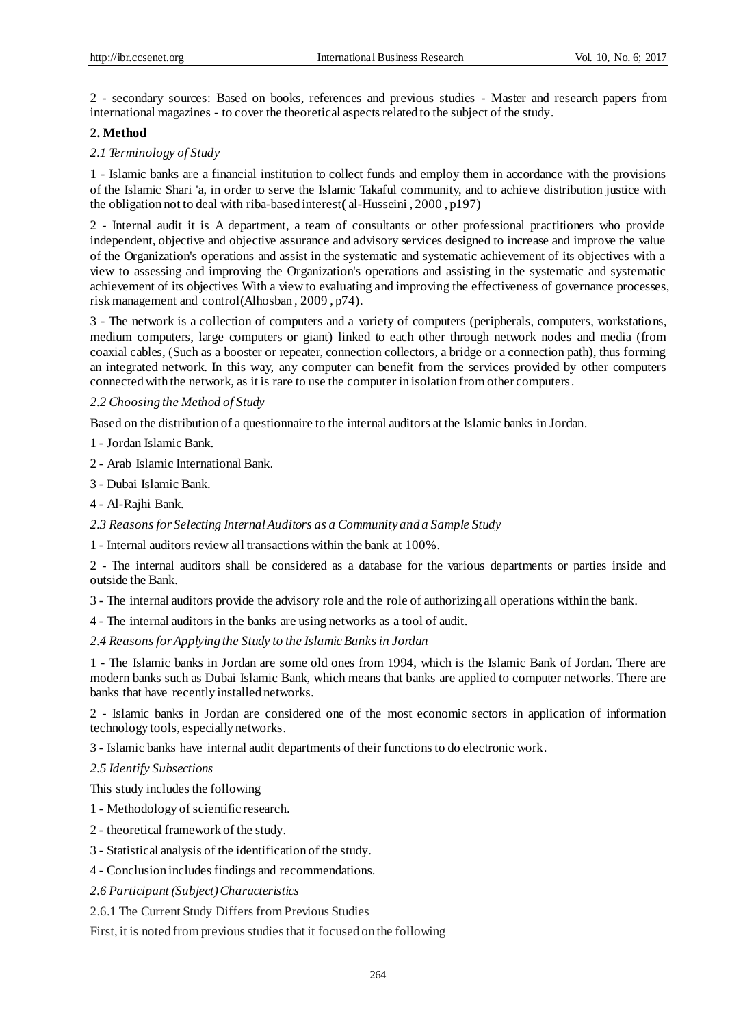2 - secondary sources: Based on books, references and previous studies - Master and research papers from international magazines - to cover the theoretical aspects related to the subject of the study.

## 2. Method

### *2.1 Terminology of Study*

1 - Islamic banks are a financial institution to collect funds and employ them in accordance with the provisions of the Islamic Shari 'a, in order to serve the Islamic Takaful community, and to achieve distribution justice with the obligation not to deal with riba-based interest**(** al-Husseini , 2000 , p197)

2 - Internal audit it is A department, a team of consultants or other professional practitioners who provide independent, objective and objective assurance and advisory services designed to increase and improve the value of the Organization's operations and assist in the systematic and systematic achievement of its objectives with a view to assessing and improving the Organization's operations and assisting in the systematic and systematic achievement of its objectives With a view to evaluating and improving the effectiveness of governance processes, risk management and control(Alhosban , 2009 , p74).

3 - The network is a collection of computers and a variety of computers (peripherals, computers, workstations, medium computers, large computers or giant) linked to each other through network nodes and media (from coaxial cables, (Such as a booster or repeater, connection collectors, a bridge or a connection path), thus forming an integrated network. In this way, any computer can benefit from the services provided by other computers connected with the network, as it is rare to use the computer in isolation from other computers.

### *2.2 Choosing the Method of Study*

Based on the distribution of a questionnaire to the internal auditors at the Islamic banks in Jordan.

1 - Jordan Islamic Bank.

2 - Arab Islamic International Bank.

3 - Dubai Islamic Bank.

4 - Al-Rajhi Bank.

### *2.3 Reasons for Selecting Internal Auditors as a Community and a Sample Study*

1 - Internal auditors review all transactions within the bank at 100%.

2 - The internal auditors shall be considered as a database for the various departments or parties inside and outside the Bank.

3 - The internal auditors provide the advisory role and the role of authorizing all operations within the bank.

4 - The internal auditors in the banks are using networks as a tool of audit.

### *2.4 Reasons for Applying the Study to the Islamic Banks in Jordan*

1 - The Islamic banks in Jordan are some old ones from 1994, which is the Islamic Bank of Jordan. There are modern banks such as Dubai Islamic Bank, which means that banks are applied to computer networks. There are banks that have recently installed networks.

2 - Islamic banks in Jordan are considered one of the most economic sectors in application of information technology tools, especially networks.

3 - Islamic banks have internal audit departments of their functions to do electronic work.

### *2.5 Identify Subsections*

This study includes the following

1 - Methodology of scientific research.

2 - theoretical framework of the study.

3 - Statistical analysis of the identification of the study.

4 - Conclusion includes findings and recommendations.

### *2.6 Participant (Subject) Characteristics*

#### 2.6.1 The Current Study Differs from Previous Studies

First, it is noted from previous studies that it focused on the following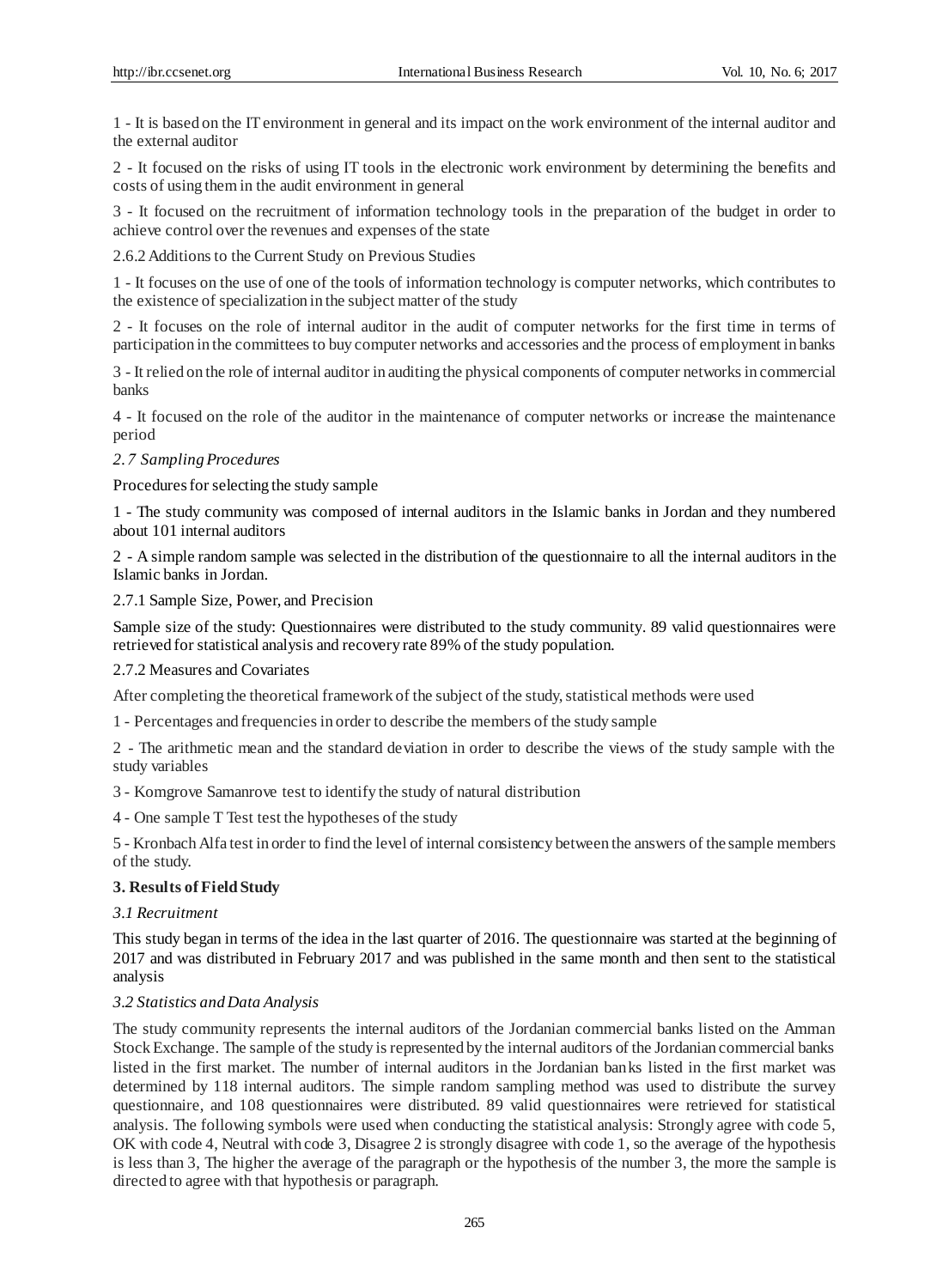1 - It is based on the IT environment in general and its impact on the work environment of the internal auditor and the external auditor

2 - It focused on the risks of using IT tools in the electronic work environment by determining the benefits and costs of using them in the audit environment in general

3 - It focused on the recruitment of information technology tools in the preparation of the budget in order to achieve control over the revenues and expenses of the state

2.6.2 Additions to the Current Study on Previous Studies

1 - It focuses on the use of one of the tools of information technology is computer networks, which contributes to the existence of specialization in the subject matter of the study

2 - It focuses on the role of internal auditor in the audit of computer networks for the first time in terms of participation in the committees to buy computer networks and accessories and the process of employment in banks

3 - It relied on the role of internal auditor in auditing the physical components of computer networks in commercial banks

4 - It focused on the role of the auditor in the maintenance of computer networks or increase the maintenance period

### *2.7 Sampling Procedures*

Procedures for selecting the study sample

1 - The study community was composed of internal auditors in the Islamic banks in Jordan and they numbered about 101 internal auditors

2 - A simple random sample was selected in the distribution of the questionnaire to all the internal auditors in the Islamic banks in Jordan.

2.7.1 Sample Size, Power, and Precision

Sample size of the study: Questionnaires were distributed to the study community. 89 valid questionnaires were retrieved for statistical analysis and recovery rate 89% of the study population.

2.7.2 Measures and Covariates

After completing the theoretical framework of the subject of the study, statistical methods were used

1 - Percentages and frequencies in order to describe the members of the study sample

2 - The arithmetic mean and the standard deviation in order to describe the views of the study sample with the study variables

3 - Komgrove Samanrove test to identify the study of natural distribution

4 - One sample T Test test the hypotheses of the study

5 - Kronbach Alfa test in order to find the level of internal consistency between the answers of the sample members of the study.

## 3. Results of Field Study

### *3.1 Recruitment*

This study began in terms of the idea in the last quarter of 2016. The questionnaire was started at the beginning of 2017 and was distributed in February 2017 and was published in the same month and then sent to the statistical analysis

### *3.2 Statistics and Data Analysis*

The study community represents the internal auditors of the Jordanian commercial banks listed on the Amman Stock Exchange. The sample of the study is represented by the internal auditors of the Jordanian commercial banks listed in the first market. The number of internal auditors in the Jordanian banks listed in the first market was determined by 118 internal auditors. The simple random sampling method was used to distribute the survey questionnaire, and 108 questionnaires were distributed. 89 valid questionnaires were retrieved for statistical analysis. The following symbols were used when conducting the statistical analysis: Strongly agree with code 5, OK with code 4, Neutral with code 3, Disagree 2 is strongly disagree with code 1, so the average of the hypothesis is less than 3, The higher the average of the paragraph or the hypothesis of the number 3, the more the sample is directed to agree with that hypothesis or paragraph.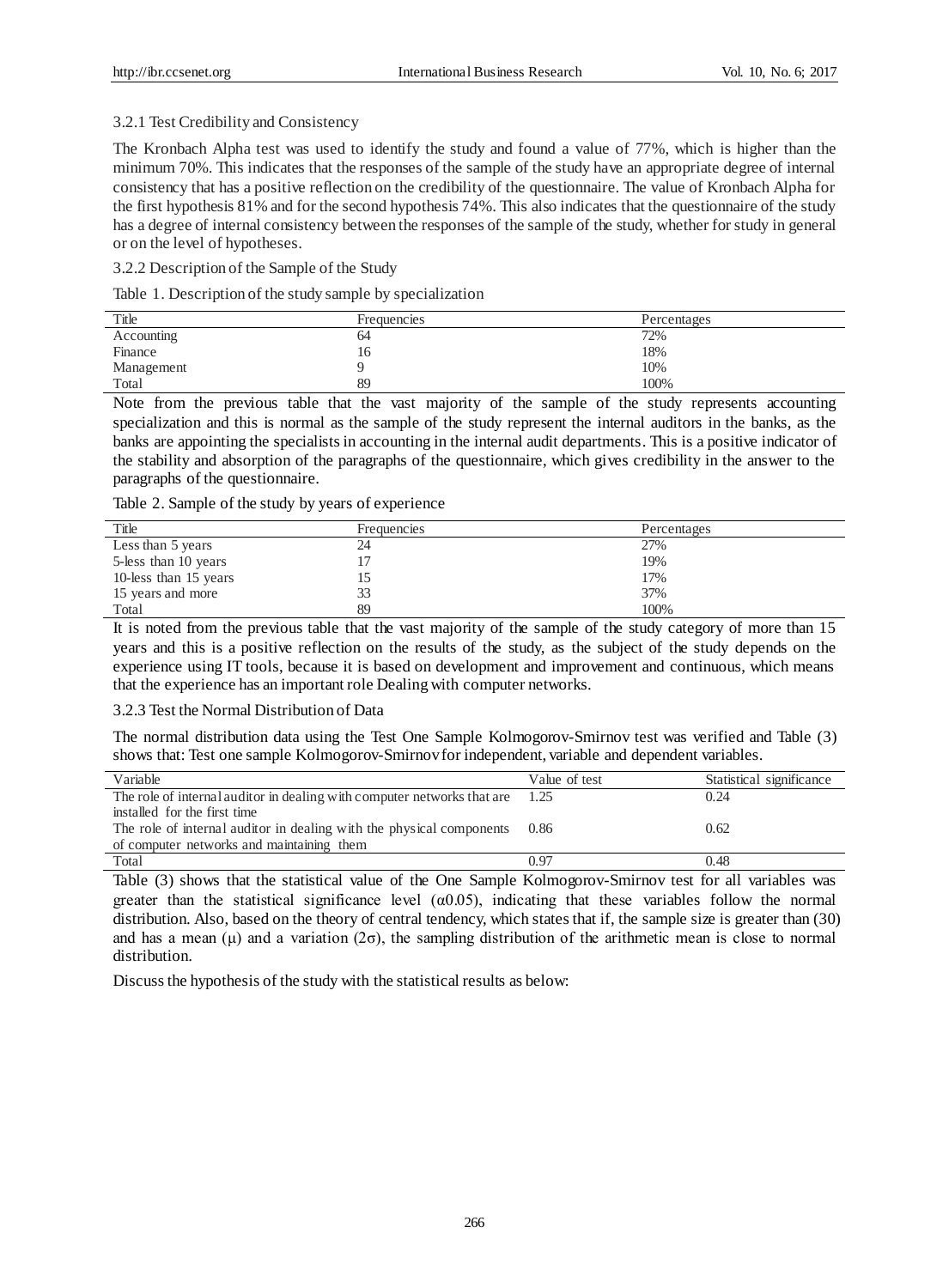### 3.2.1 Test Credibility and Consistency

The Kronbach Alpha test was used to identify the study and found a value of 77%, which is higher than the minimum 70%. This indicates that the responses of the sample of the study have an appropriate degree of internal consistency that has a positive reflection on the credibility of the questionnaire. The value of Kronbach Alpha for the first hypothesis 81% and for the second hypothesis 74%. This also indicates that the questionnaire of the study has a degree of internal consistency between the responses of the sample of the study, whether for study in general or on the level of hypotheses.

### 3.2.2 Description of the Sample of the Study

Table 1. Description of the study sample by specialization

| Title | Frequencies | Percentages |
|---|---|---|
| Accounting | 64 | 72% |
| Finance | 16 | 18% |
| Management | 9 | 10% |
| Total | 89 | 100% |

Note from the previous table that the vast majority of the sample of the study represents accounting specialization and this is normal as the sample of the study represent the internal auditors in the banks, as the banks are appointing the specialists in accounting in the internal audit departments. This is a positive indicator of the stability and absorption of the paragraphs of the questionnaire, which gives credibility in the answer to the paragraphs of the questionnaire.

Table 2. Sample of the study by years of experience

| Title | Frequencies | Percentages |
|---|---|---|
| Less than 5 years | 24 | 27% |
| 5-less than 10 years | 17 | 19% |
| 10-less than 15 years | 15 | 17% |
| 15 years and more | 33 | 37% |
| Total | 89 | 100% |

It is noted from the previous table that the vast majority of the sample of the study category of more than 15 years and this is a positive reflection on the results of the study, as the subject of the study depends on the experience using IT tools, because it is based on development and improvement and continuous, which means that the experience has an important role Dealing with computer networks.

### 3.2.3 Test the Normal Distribution of Data

The normal distribution data using the Test One Sample Kolmogorov-Smirnov test was verified and Table (3) shows that: Test one sample Kolmogorov-Smirnov for independent, variable and dependent variables.

| Variable | Value of test | Statistical significance |
|---|---|---|
| The role of internal auditor in dealing with computer networks that are installed for the first time | 1.25 | 0.24 |
| The role of internal auditor in dealing with the physical components of computer networks and maintaining them | 0.86 | 0.62 |
| Total | 0.97 | 0.48 |

Table (3) shows that the statistical value of the One Sample Kolmogorov-Smirnov test for all variables was greater than the statistical significance level ($\alpha 0.05$), indicating that these variables follow the normal distribution. Also, based on the theory of central tendency, which states that if, the sample size is greater than (30) and has a mean ($\mu$) and a variation ($2\sigma$), the sampling distribution of the arithmetic mean is close to normal distribution.

Discuss the hypothesis of the study with the statistical results as below: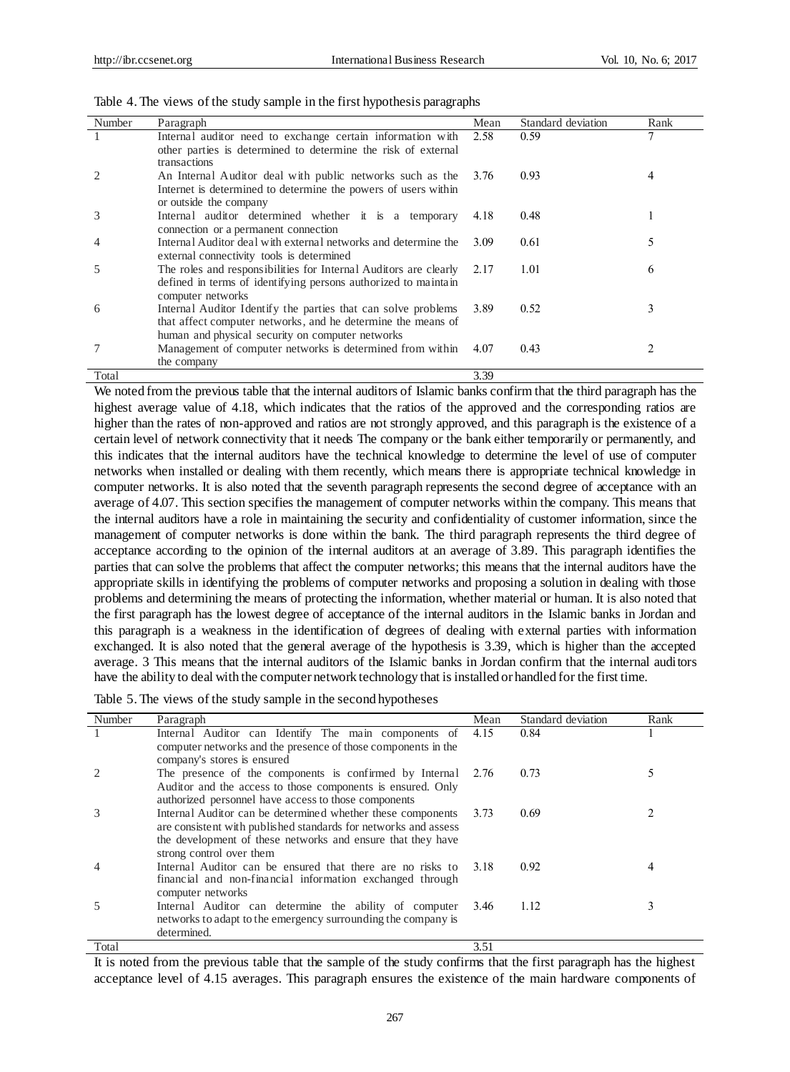Table 4. The views of the study sample in the first hypothesis paragraphs

| Number | Paragraph | Mean | Standard deviation | Rank |
|---|---|---|---|---|
| 1 | Internal auditor need to exchange certain information with other parties is determined to determine the risk of external transactions | 2.58 | 0.59 | 7 |
| 2 | An Internal Auditor deal with public networks such as the Internet is determined to determine the powers of users within or outside the company | 3.76 | 0.93 | 4 |
| 3 | Internal auditor determined whether it is a temporary connection or a permanent connection | 4.18 | 0.48 | 1 |
| 4 | Internal Auditor deal with external networks and determine the external connectivity tools is determined | 3.09 | 0.61 | 5 |
| 5 | The roles and responsibilities for Internal Auditors are clearly defined in terms of identifying persons authorized to maintain computer networks | 2.17 | 1.01 | 6 |
| 6 | Internal Auditor Identify the parties that can solve problems that affect computer networks, and he determine the means of human and physical security on computer networks | 3.89 | 0.52 | 3 |
| 7 | Management of computer networks is determined from within the company | 4.07 | 0.43 | 2 |
| Total | | 3.39 | | |

We noted from the previous table that the internal auditors of Islamic banks confirm that the third paragraph has the highest average value of 4.18, which indicates that the ratios of the approved and the corresponding ratios are higher than the rates of non-approved and ratios are not strongly approved, and this paragraph is the existence of a certain level of network connectivity that it needs The company or the bank either temporarily or permanently, and this indicates that the internal auditors have the technical knowledge to determine the level of use of computer networks when installed or dealing with them recently, which means there is appropriate technical knowledge in computer networks. It is also noted that the seventh paragraph represents the second degree of acceptance with an average of 4.07. This section specifies the management of computer networks within the company. This means that the internal auditors have a role in maintaining the security and confidentiality of customer information, since the management of computer networks is done within the bank. The third paragraph represents the third degree of acceptance according to the opinion of the internal auditors at an average of 3.89. This paragraph identifies the parties that can solve the problems that affect the computer networks; this means that the internal auditors have the appropriate skills in identifying the problems of computer networks and proposing a solution in dealing with those problems and determining the means of protecting the information, whether material or human. It is also noted that the first paragraph has the lowest degree of acceptance of the internal auditors in the Islamic banks in Jordan and this paragraph is a weakness in the identification of degrees of dealing with external parties with information exchanged. It is also noted that the general average of the hypothesis is 3.39, which is higher than the accepted average. 3 This means that the internal auditors of the Islamic banks in Jordan confirm that the internal auditors have the ability to deal with the computer network technology that is installed or handled for the first time.

Table 5. The views of the study sample in the second hypotheses

| Number | Paragraph | Mean | Standard deviation | Rank |
|---|---|---|---|---|
| 1 | Internal Auditor can Identify The main components of computer networks and the presence of those components in the company's stores is ensured | 4.15 | 0.84 | 1 |
| 2 | The presence of the components is confirmed by Internal Auditor and the access to those components is ensured. Only authorized personnel have access to those components | 2.76 | 0.73 | 5 |
| 3 | Internal Auditor can be determined whether these components are consistent with published standards for networks and assess the development of these networks and ensure that they have strong control over them | 3.73 | 0.69 | 2 |
| 4 | Internal Auditor can be ensured that there are no risks to financial and non-financial information exchanged through computer networks | 3.18 | 0.92 | 4 |
| 5 | Internal Auditor can determine the ability of computer networks to adapt to the emergency surrounding the company is determined. | 3.46 | 1.12 | 3 |
| Total | | 3.51 | | |

It is noted from the previous table that the sample of the study confirms that the first paragraph has the highest acceptance level of 4.15 averages. This paragraph ensures the existence of the main hardware components of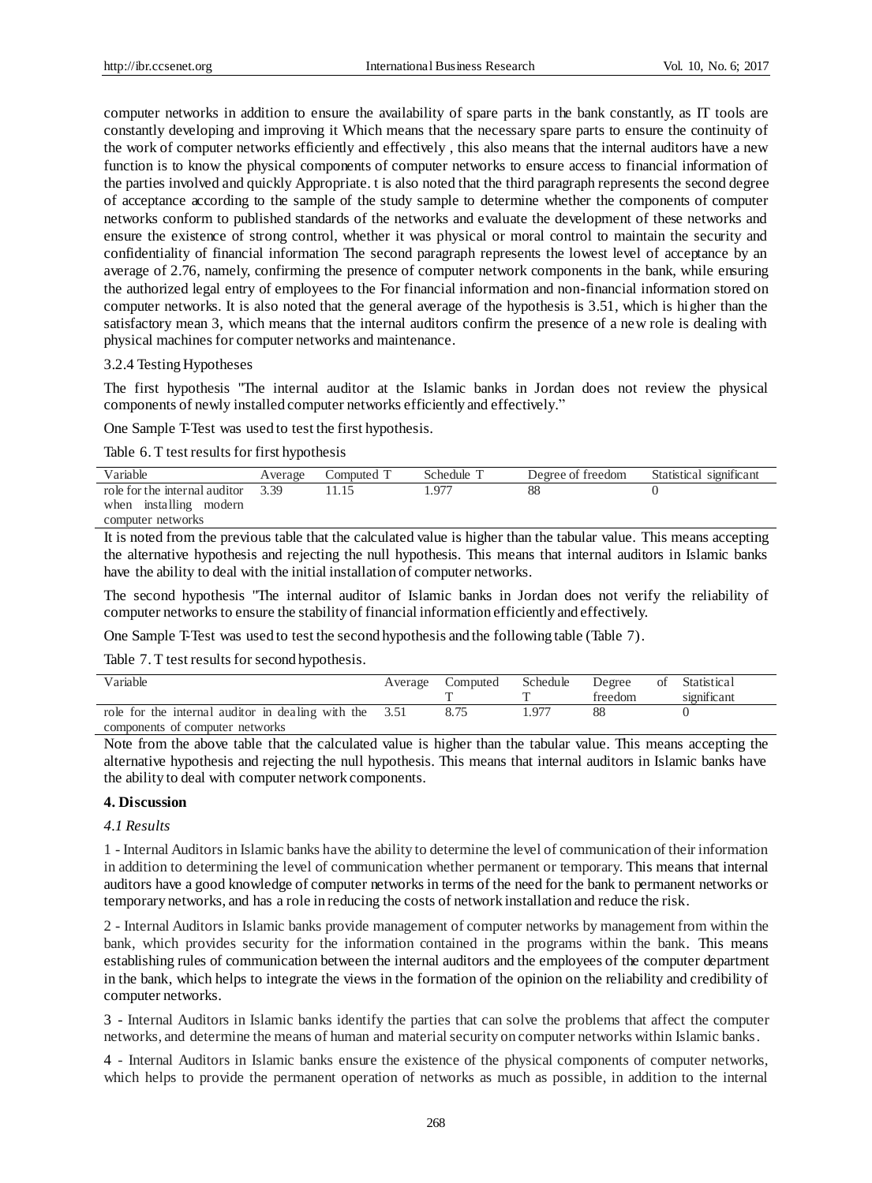computer networks in addition to ensure the availability of spare parts in the bank constantly, as IT tools are constantly developing and improving it Which means that the necessary spare parts to ensure the continuity of the work of computer networks efficiently and effectively , this also means that the internal auditors have a new function is to know the physical components of computer networks to ensure access to financial information of the parties involved and quickly Appropriate. t is also noted that the third paragraph represents the second degree of acceptance according to the sample of the study sample to determine whether the components of computer networks conform to published standards of the networks and evaluate the development of these networks and ensure the existence of strong control, whether it was physical or moral control to maintain the security and confidentiality of financial information The second paragraph represents the lowest level of acceptance by an average of 2.76, namely, confirming the presence of computer network components in the bank, while ensuring the authorized legal entry of employees to the For financial information and non-financial information stored on computer networks. It is also noted that the general average of the hypothesis is 3.51, which is higher than the satisfactory mean 3, which means that the internal auditors confirm the presence of a new role is dealing with physical machines for computer networks and maintenance.

3.2.4 Testing Hypotheses

The first hypothesis "The internal auditor at the Islamic banks in Jordan does not review the physical components of newly installed computer networks efficiently and effectively."

One Sample T-Test was used to test the first hypothesis.

Table 6. T test results for first hypothesis

| Variable | Average | Computed T | Schedule T | Degree of freedom | Statistical significant |
|---|---|---|---|---|---|
| role for the internal auditor when installing modern computer networks | 3.39 | 11.15 | 1.977 | 88 | 0 |

It is noted from the previous table that the calculated value is higher than the tabular value. This means accepting the alternative hypothesis and rejecting the null hypothesis. This means that internal auditors in Islamic banks have the ability to deal with the initial installation of computer networks.

The second hypothesis "The internal auditor of Islamic banks in Jordan does not verify the reliability of computer networks to ensure the stability of financial information efficiently and effectively.

One Sample T-Test was used to test the second hypothesis and the following table (Table 7).

Table 7. T test results for second hypothesis.

| Variable | Average | Computed T | Schedule T | Degree of freedom | Statistical significant |
|---|---|---|---|---|---|
| role for the internal auditor in dealing with the components of computer networks | 3.51 | 8.75 | 1.977 | 88 | 0 |

Note from the above table that the calculated value is higher than the tabular value. This means accepting the alternative hypothesis and rejecting the null hypothesis. This means that internal auditors in Islamic banks have the ability to deal with computer network components.

## 4. Discussion

### *4.1 Results*

1 - Internal Auditors in Islamic banks have the ability to determine the level of communication of their information in addition to determining the level of communication whether permanent or temporary. This means that internal auditors have a good knowledge of computer networks in terms of the need for the bank to permanent networks or temporary networks, and has a role in reducing the costs of network installation and reduce the risk.

2 - Internal Auditors in Islamic banks provide management of computer networks by management from within the bank, which provides security for the information contained in the programs within the bank. This means establishing rules of communication between the internal auditors and the employees of the computer department in the bank, which helps to integrate the views in the formation of the opinion on the reliability and credibility of computer networks.

3 - Internal Auditors in Islamic banks identify the parties that can solve the problems that affect the computer networks, and determine the means of human and material security on computer networks within Islamic banks.

4 - Internal Auditors in Islamic banks ensure the existence of the physical components of computer networks, which helps to provide the permanent operation of networks as much as possible, in addition to the internal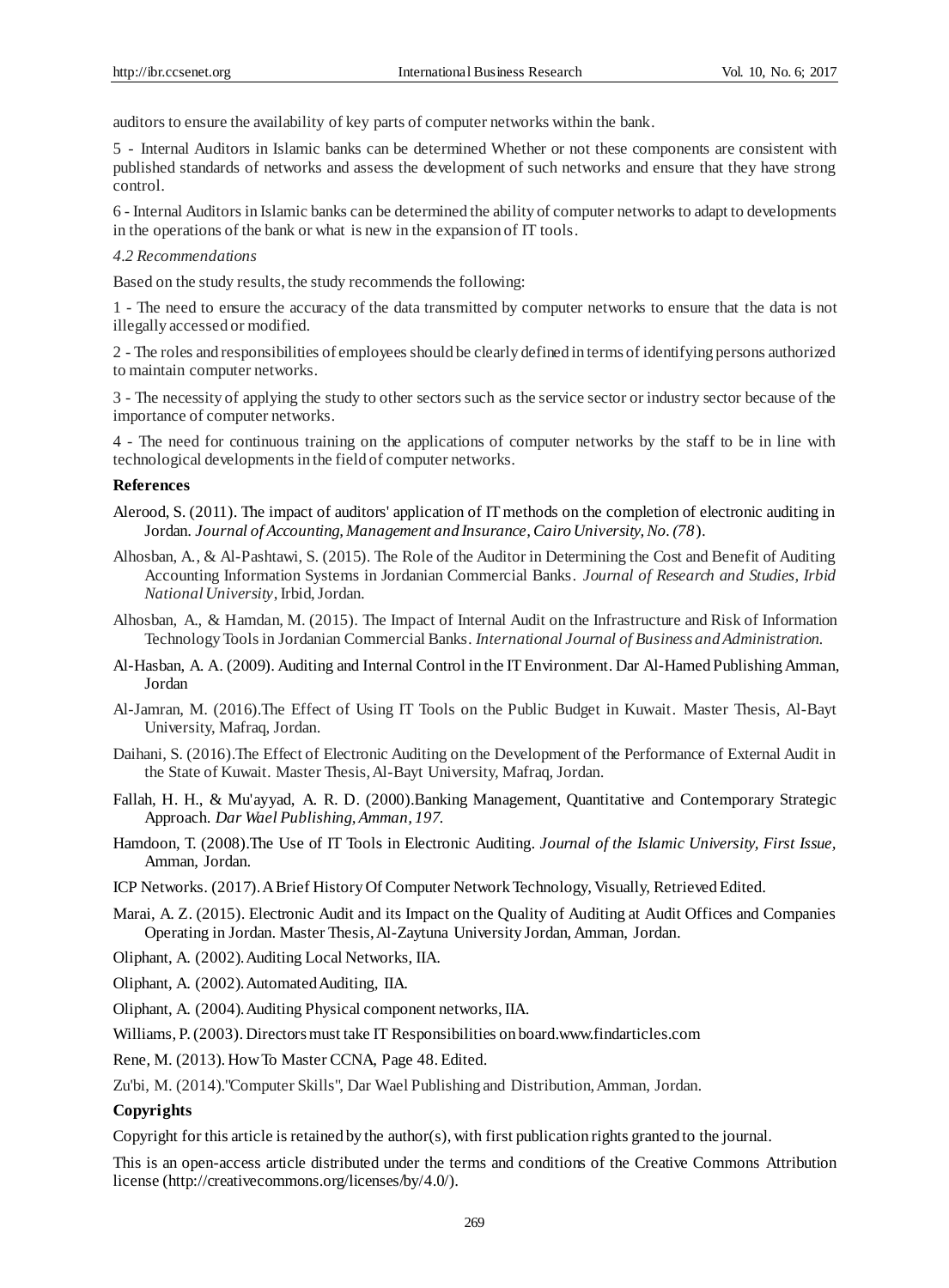auditors to ensure the availability of key parts of computer networks within the bank.

5 - Internal Auditors in Islamic banks can be determined Whether or not these components are consistent with published standards of networks and assess the development of such networks and ensure that they have strong control.

6 - Internal Auditors in Islamic banks can be determined the ability of computer networks to adapt to developments in the operations of the bank or what is new in the expansion of IT tools.

*4.2 Recommendations*

Based on the study results, the study recommends the following:

1 - The need to ensure the accuracy of the data transmitted by computer networks to ensure that the data is not illegally accessed or modified.

2 - The roles and responsibilities of employees should be clearly defined in terms of identifying persons authorized to maintain computer networks.

3 - The necessity of applying the study to other sectors such as the service sector or industry sector because of the importance of computer networks.

4 - The need for continuous training on the applications of computer networks by the staff to be in line with technological developments in the field of computer networks.

## References

Alerood, S. (2011). The impact of auditors' application of IT methods on the completion of electronic auditing in Jordan. *Journal of Accounting, Management and Insurance, Cairo University, No. (78*).

Alhosban, A., & Al-Pashtawi, S. (2015). The Role of the Auditor in Determining the Cost and Benefit of Auditing Accounting Information Systems in Jordanian Commercial Banks. *Journal of Research and Studies, Irbid National University*, Irbid, Jordan.

Alhosban, A., & Hamdan, M. (2015). The Impact of Internal Audit on the Infrastructure and Risk of Information Technology Tools in Jordanian Commercial Banks. *International Journal of Business and Administration.*

Al-Hasban, A. A. (2009). Auditing and Internal Control in the IT Environment. Dar Al-Hamed Publishing Amman, Jordan

Al-Jamran, M. (2016).The Effect of Using IT Tools on the Public Budget in Kuwait. Master Thesis, Al-Bayt University, Mafraq, Jordan.

Daihani, S. (2016).The Effect of Electronic Auditing on the Development of the Performance of External Audit in the State of Kuwait. Master Thesis, Al-Bayt University, Mafraq, Jordan.

Fallah, H. H., & Mu'ayyad, A. R. D. (2000).Banking Management, Quantitative and Contemporary Strategic Approach. *Dar Wael Publishing, Amman, 197.*

Hamdoon, T. (2008).The Use of IT Tools in Electronic Auditing. *Journal of the Islamic University, First Issue,* Amman, Jordan.

ICP Networks. (2017). A Brief History Of Computer Network Technology, Visually, Retrieved Edited.

Marai, A. Z. (2015). Electronic Audit and its Impact on the Quality of Auditing at Audit Offices and Companies Operating in Jordan. Master Thesis, Al-Zaytuna University Jordan, Amman, Jordan.

Oliphant, A. (2002). Auditing Local Networks, IIA.

Oliphant, A. (2002). Automated Auditing, IIA.

Oliphant, A. (2004). Auditing Physical component networks, IIA.

Williams, P. (2003). Directors must take IT Responsibilities on board.www.findarticles.com

Rene, M. (2013). How To Master CCNA, Page 48. Edited.

Zu'bi, M. (2014)."Computer Skills", Dar Wael Publishing and Distribution, Amman, Jordan.

## Copyrights

Copyright for this article is retained by the author(s), with first publication rights granted to the journal.

This is an open-access article distributed under the terms and conditions of the Creative Commons Attribution license (http://creativecommons.org/licenses/by/4.0/).